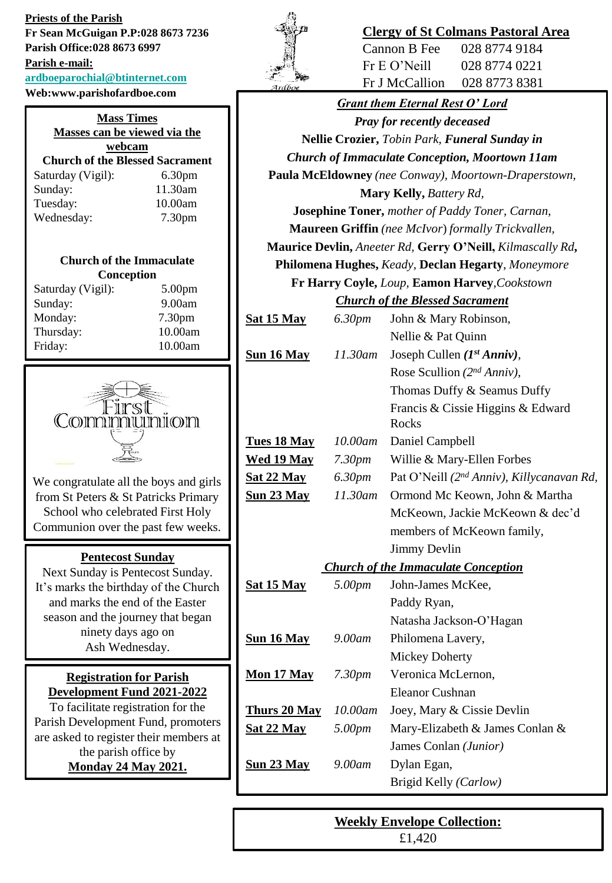**Priests of the Parish**

**Fr Sean McGuigan P.P:028 8673 7236**

**Parish Office:028 8673 6997**

**Parish e-mail:**

**ardboeparochial@btinternet.com**

**Web:www.parishofardboe.com**

**Mass Times**

**Masses can be viewed via the webcam**

**Church of the Blessed Sacrament**

| | |
|---|---|
| Saturday (Vigil): | 6.30pm |
| Sunday: | 11.30am |
| Tuesday: | 10.00am |
| Wednesday: | 7.30pm |

**Church of the Immaculate Conception**

| | |
|---|---|
| Saturday (Vigil): | 5.00pm |
| Sunday: | 9.00am |
| Monday: | 7.30pm |
| Thursday: | 10.00am |
| Friday: | 10.00am |

First Communion

We congratulate all the boys and girls from St Peters & St Patricks Primary School who celebrated First Holy Communion over the past few weeks.

**Pentecost Sunday**

Next Sunday is Pentecost Sunday. It's marks the birthday of the Church and marks the end of the Easter season and the journey that began ninety days ago on Ash Wednesday.

**Registration for Parish Development Fund 2021-2022**

To facilitate registration for the Parish Development Fund, promoters are asked to register their members at the parish office by **Monday 24 May 2021.**

**Clergy of St Colmans Pastoral Area**

| | |
|---|---|
| Cannon B Fee | 028 8774 9184 |
| Fr E O'Neill | 028 8774 0221 |
| Fr J McCallion | 028 8773 8381 |

***Grant them Eternal Rest O' Lord***

***Pray for recently deceased***

**Nellie Crozier,** *Tobin Park,* ***Funeral Sunday in Church of Immaculate Conception, Moortown 11am***
**Paula McEldowney** *(nee Conway), Moortown-Draperstown,*
**Mary Kelly,** *Battery Rd,*
**Josephine Toner,** *mother of Paddy Toner, Carnan,*
**Maureen Griffin** *(nee McIvor) formally Trickvallen,*
**Maurice Devlin,** *Aneeter Rd,* **Gerry O'Neill,** *Kilmascally Rd,*
**Philomena Hughes,** *Keady,* **Declan Hegarty**, *Moneymore*
**Fr Harry Coyle,** *Loup,* **Eamon Harvey**,*Cookstown*

***Church of the Blessed Sacrament***

| | | |
|---|---|---|
| **Sat 15 May** | *6.30pm* | John & Mary Robinson, Nellie & Pat Quinn |
| **Sun 16 May** | *11.30am* | Joseph Cullen ***(1st Anniv)***, Rose Scullion *(2nd Anniv)*, Thomas Duffy & Seamus Duffy, Francis & Cissie Higgins & Edward Rocks |
| **Tues 18 May** | *10.00am* | Daniel Campbell |
| **Wed 19 May** | *7.30pm* | Willie & Mary-Ellen Forbes |
| **Sat 22 May** | *6.30pm* | Pat O'Neill *(2nd Anniv), Killycanavan Rd,* |
| **Sun 23 May** | *11.30am* | Ormond Mc Keown, John & Martha McKeown, Jackie McKeown & dec'd members of McKeown family, Jimmy Devlin |

***Church of the Immaculate Conception***

| | | |
|---|---|---|
| **Sat 15 May** | *5.00pm* | John-James McKee, Paddy Ryan, Natasha Jackson-O'Hagan |
| **Sun 16 May** | *9.00am* | Philomena Lavery, Mickey Doherty |
| **Mon 17 May** | *7.30pm* | Veronica McLernon, Eleanor Cushnan |
| **Thurs 20 May** | *10.00am* | Joey, Mary & Cissie Devlin |
| **Sat 22 May** | *5.00pm* | Mary-Elizabeth & James Conlan & James Conlan *(Junior)* |
| **Sun 23 May** | *9.00am* | Dylan Egan, Brigid Kelly *(Carlow)* |

**Weekly Envelope Collection:**

£1,420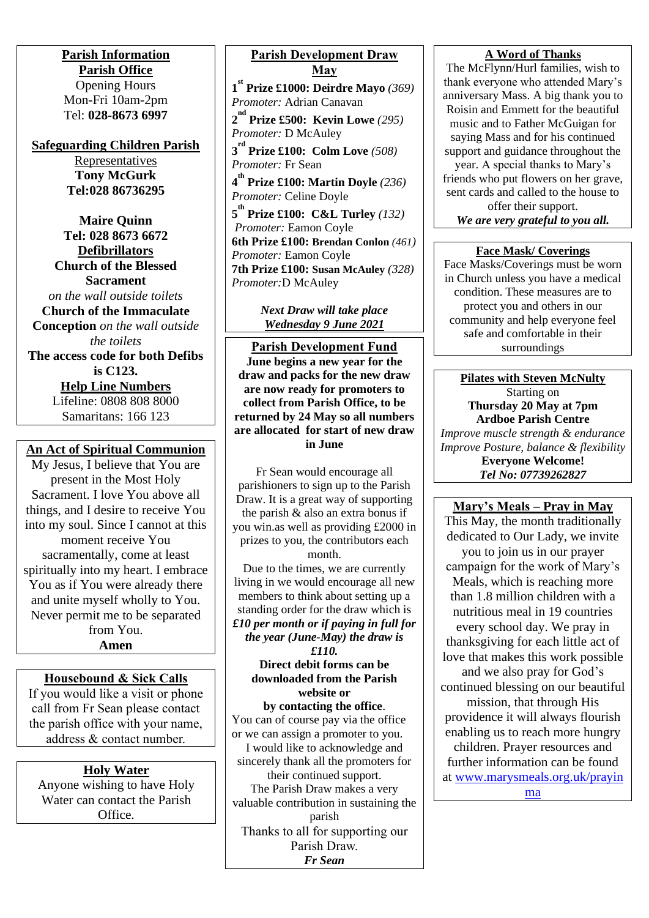## Parish Information

### Parish Office

Opening Hours
Mon-Fri 10am-2pm
Tel: **028-8673 6997**

### Safeguarding Children Parish

Representatives
**Tony McGurk**
**Tel:028 86736295**

**Maire Quinn**
**Tel: 028 8673 6672**

### Defibrillators

**Church of the Blessed Sacrament** *on the wall outside toilets*
**Church of the Immaculate Conception** *on the wall outside the toilets*
**The access code for both Defibs is C123.**

### Help Line Numbers

Lifeline: 0808 808 8000
Samaritans: 166 123

## An Act of Spiritual Communion

My Jesus, I believe that You are present in the Most Holy Sacrament. I love You above all things, and I desire to receive You into my soul. Since I cannot at this moment receive You sacramentally, come at least spiritually into my heart. I embrace You as if You were already there and unite myself wholly to You. Never permit me to be separated from You.
**Amen**

## Housebound & Sick Calls

If you would like a visit or phone call from Fr Sean please contact the parish office with your name, address & contact number.

## Holy Water

Anyone wishing to have Holy Water can contact the Parish Office.

## Parish Development Draw May

1st **Prize £1000: Deirdre Mayo** *(369)*
*Promoter:* Adrian Canavan

2nd **Prize £500: Kevin Lowe** *(295)*
*Promoter:* D McAuley

3rd **Prize £100: Colm Love** *(508)*
*Promoter:* Fr Sean

4th **Prize £100: Martin Doyle** *(236)*
*Promoter:* Celine Doyle

5th **Prize £100: C&L Turley** *(132)*
*Promoter:* Eamon Coyle

**6th Prize £100: Brendan Conlon** *(461)*
*Promoter:* Eamon Coyle

**7th Prize £100: Susan McAuley** *(328)*
*Promoter:*D McAuley

***Next Draw will take place***
***Wednesday 9 June 2021***

## Parish Development Fund

**June begins a new year for the draw and packs for the new draw are now ready for promoters to collect from Parish Office, to be returned by 24 May so all numbers are allocated for start of new draw in June**

Fr Sean would encourage all parishioners to sign up to the Parish Draw. It is a great way of supporting the parish & also an extra bonus if you win.as well as providing £2000 in prizes to you, the contributors each month.

Due to the times, we are currently living in we would encourage all new members to think about setting up a standing order for the draw which is ***£10 per month or if paying in full for the year (June-May) the draw is £110.***

**Direct debit forms can be downloaded from the Parish website or by contacting the office**.

You can of course pay via the office or we can assign a promoter to you.

I would like to acknowledge and sincerely thank all the promoters for their continued support.

The Parish Draw makes a very valuable contribution in sustaining the parish

Thanks to all for supporting our Parish Draw.
***Fr Sean***

## A Word of Thanks

The McFlynn/Hurl families, wish to thank everyone who attended Mary's anniversary Mass. A big thank you to Roisin and Emmett for the beautiful music and to Father McGuigan for saying Mass and for his continued support and guidance throughout the year. A special thanks to Mary's friends who put flowers on her grave, sent cards and called to the house to offer their support.
***We are very grateful to you all.***

## Face Mask/ Coverings

Face Masks/Coverings must be worn in Church unless you have a medical condition. These measures are to protect you and others in our community and help everyone feel safe and comfortable in their surroundings

## Pilates with Steven McNulty

Starting on
**Thursday 20 May at 7pm**
**Ardboe Parish Centre**
*Improve muscle strength & endurance*
*Improve Posture, balance & flexibility*
**Everyone Welcome!**
***Tel No: 07739262827***

## Mary's Meals – Pray in May

This May, the month traditionally dedicated to Our Lady, we invite you to join us in our prayer campaign for the work of Mary's Meals, which is reaching more than 1.8 million children with a nutritious meal in 19 countries every school day. We pray in thanksgiving for each little act of love that makes this work possible and we also pray for God's continued blessing on our beautiful mission, that through His providence it will always flourish enabling us to reach more hungry children. Prayer resources and further information can be found at www.marysmeals.org.uk/prayinma